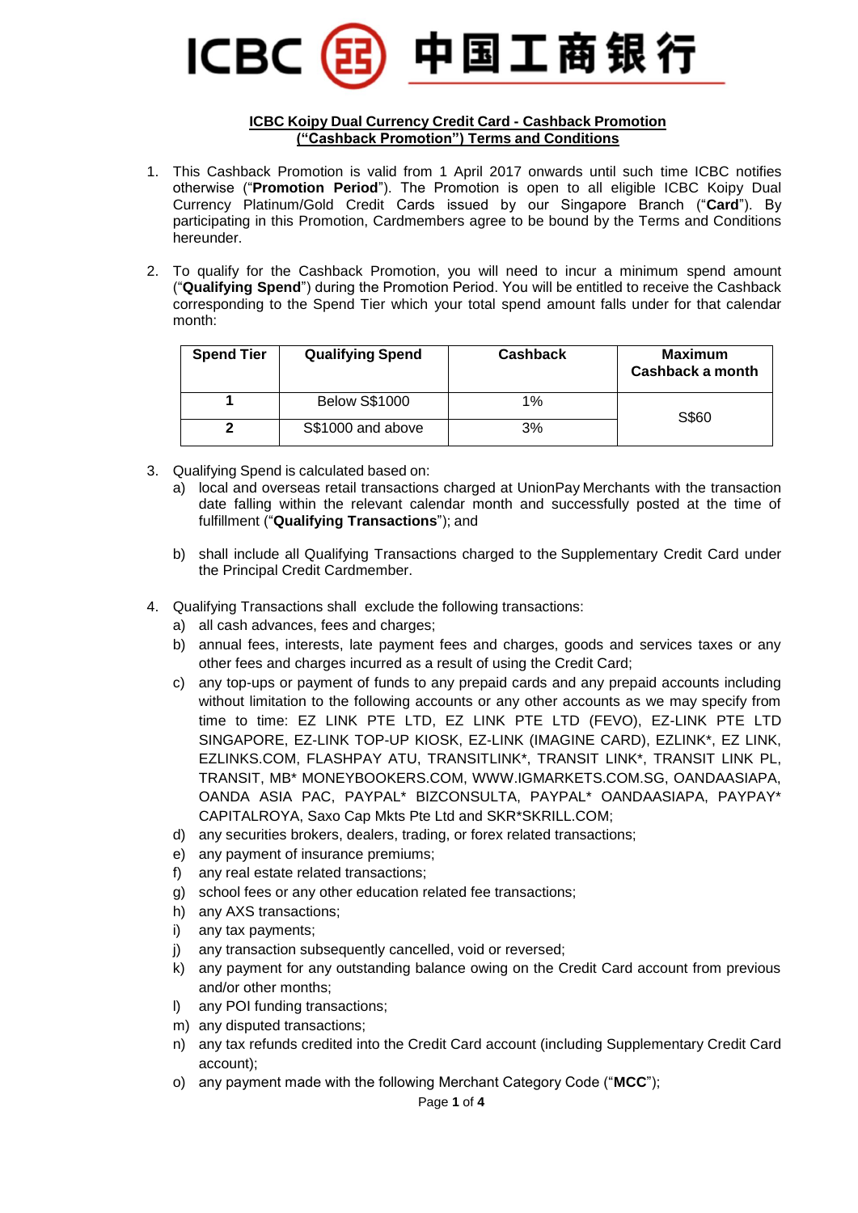ICBC 中国工商银行

**ICBC Koipy Dual Currency Credit Card - Cashback Promotion ("Cashback Promotion") Terms and Conditions**

1. This Cashback Promotion is valid from 1 April 2017 onwards until such time ICBC notifies otherwise ("**Promotion Period**"). The Promotion is open to all eligible ICBC Koipy Dual Currency Platinum/Gold Credit Cards issued by our Singapore Branch ("**Card**"). By participating in this Promotion, Cardmembers agree to be bound by the Terms and Conditions hereunder.

2. To qualify for the Cashback Promotion, you will need to incur a minimum spend amount ("**Qualifying Spend**") during the Promotion Period. You will be entitled to receive the Cashback corresponding to the Spend Tier which your total spend amount falls under for that calendar month:

| Spend Tier | Qualifying Spend | Cashback | Maximum Cashback a month |
|---|---|---|---|
| 1 | Below S$1000 | 1% | S$60 |
| 2 | S$1000 and above | 3% | |

3. Qualifying Spend is calculated based on:
   a) local and overseas retail transactions charged at UnionPay Merchants with the transaction date falling within the relevant calendar month and successfully posted at the time of fulfillment ("**Qualifying Transactions**"); and

   b) shall include all Qualifying Transactions charged to the Supplementary Credit Card under the Principal Credit Cardmember.

4. Qualifying Transactions shall exclude the following transactions:
   a) all cash advances, fees and charges;
   b) annual fees, interests, late payment fees and charges, goods and services taxes or any other fees and charges incurred as a result of using the Credit Card;
   c) any top-ups or payment of funds to any prepaid cards and any prepaid accounts including without limitation to the following accounts or any other accounts as we may specify from time to time: EZ LINK PTE LTD, EZ LINK PTE LTD (FEVO), EZ-LINK PTE LTD SINGAPORE, EZ-LINK TOP-UP KIOSK, EZ-LINK (IMAGINE CARD), EZLINK*, EZ LINK, EZLINKS.COM, FLASHPAY ATU, TRANSITLINK*, TRANSIT LINK*, TRANSIT LINK PL, TRANSIT, MB* MONEYBOOKERS.COM, WWW.IGMARKETS.COM.SG, OANDAASIAPA, OANDA ASIA PAC, PAYPAL* BIZCONSULTA, PAYPAL* OANDAASIAPA, PAYPAY* CAPITALROYA, Saxo Cap Mkts Pte Ltd and SKR*SKRILL.COM;
   d) any securities brokers, dealers, trading, or forex related transactions;
   e) any payment of insurance premiums;
   f) any real estate related transactions;
   g) school fees or any other education related fee transactions;
   h) any AXS transactions;
   i) any tax payments;
   j) any transaction subsequently cancelled, void or reversed;
   k) any payment for any outstanding balance owing on the Credit Card account from previous and/or other months;
   l) any POI funding transactions;
   m) any disputed transactions;
   n) any tax refunds credited into the Credit Card account (including Supplementary Credit Card account);
   o) any payment made with the following Merchant Category Code ("**MCC**");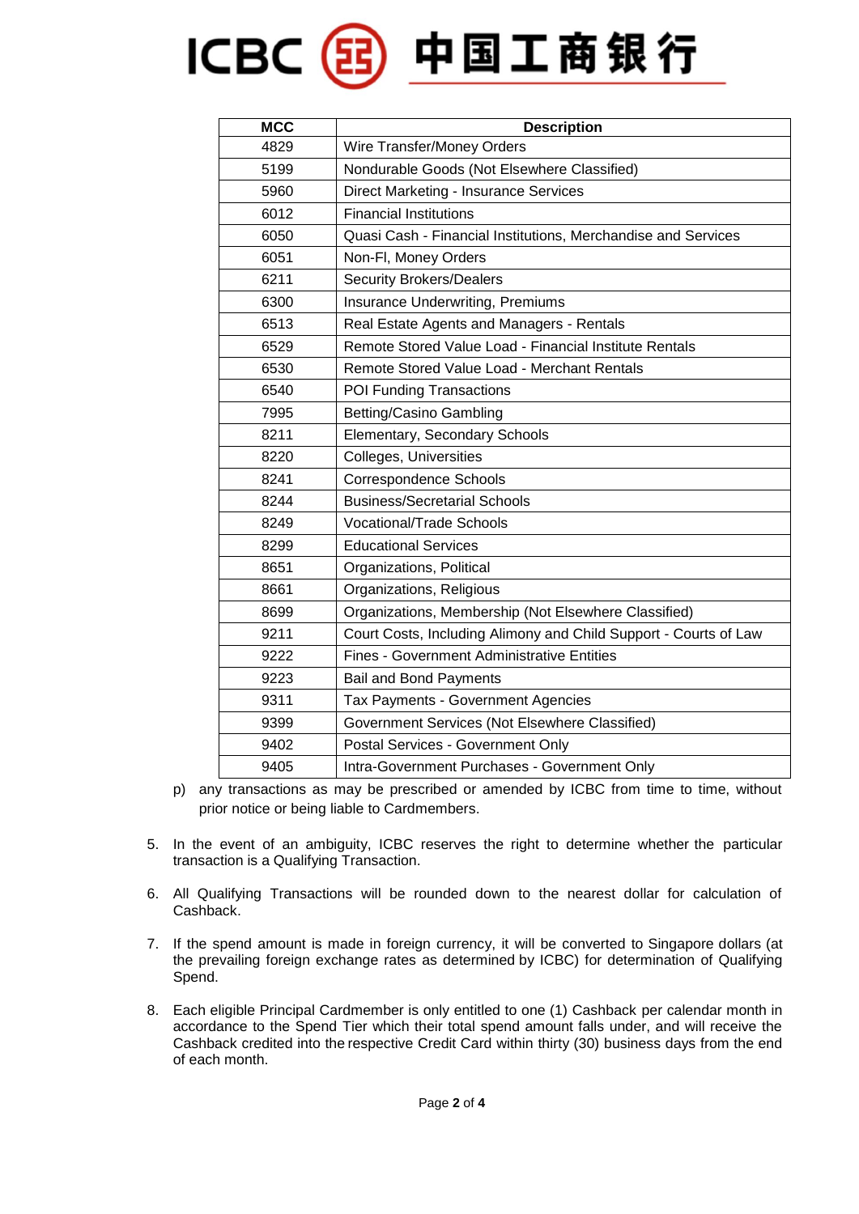| MCC | Description |
| --- | --- |
| 4829 | Wire Transfer/Money Orders |
| 5199 | Nondurable Goods (Not Elsewhere Classified) |
| 5960 | Direct Marketing - Insurance Services |
| 6012 | Financial Institutions |
| 6050 | Quasi Cash - Financial Institutions, Merchandise and Services |
| 6051 | Non-FI, Money Orders |
| 6211 | Security Brokers/Dealers |
| 6300 | Insurance Underwriting, Premiums |
| 6513 | Real Estate Agents and Managers - Rentals |
| 6529 | Remote Stored Value Load - Financial Institute Rentals |
| 6530 | Remote Stored Value Load - Merchant Rentals |
| 6540 | POI Funding Transactions |
| 7995 | Betting/Casino Gambling |
| 8211 | Elementary, Secondary Schools |
| 8220 | Colleges, Universities |
| 8241 | Correspondence Schools |
| 8244 | Business/Secretarial Schools |
| 8249 | Vocational/Trade Schools |
| 8299 | Educational Services |
| 8651 | Organizations, Political |
| 8661 | Organizations, Religious |
| 8699 | Organizations, Membership (Not Elsewhere Classified) |
| 9211 | Court Costs, Including Alimony and Child Support - Courts of Law |
| 9222 | Fines - Government Administrative Entities |
| 9223 | Bail and Bond Payments |
| 9311 | Tax Payments - Government Agencies |
| 9399 | Government Services (Not Elsewhere Classified) |
| 9402 | Postal Services - Government Only |
| 9405 | Intra-Government Purchases - Government Only |

p) any transactions as may be prescribed or amended by ICBC from time to time, without prior notice or being liable to Cardmembers.

5. In the event of an ambiguity, ICBC reserves the right to determine whether the particular transaction is a Qualifying Transaction.

6. All Qualifying Transactions will be rounded down to the nearest dollar for calculation of Cashback.

7. If the spend amount is made in foreign currency, it will be converted to Singapore dollars (at the prevailing foreign exchange rates as determined by ICBC) for determination of Qualifying Spend.

8. Each eligible Principal Cardmember is only entitled to one (1) Cashback per calendar month in accordance to the Spend Tier which their total spend amount falls under, and will receive the Cashback credited into the respective Credit Card within thirty (30) business days from the end of each month.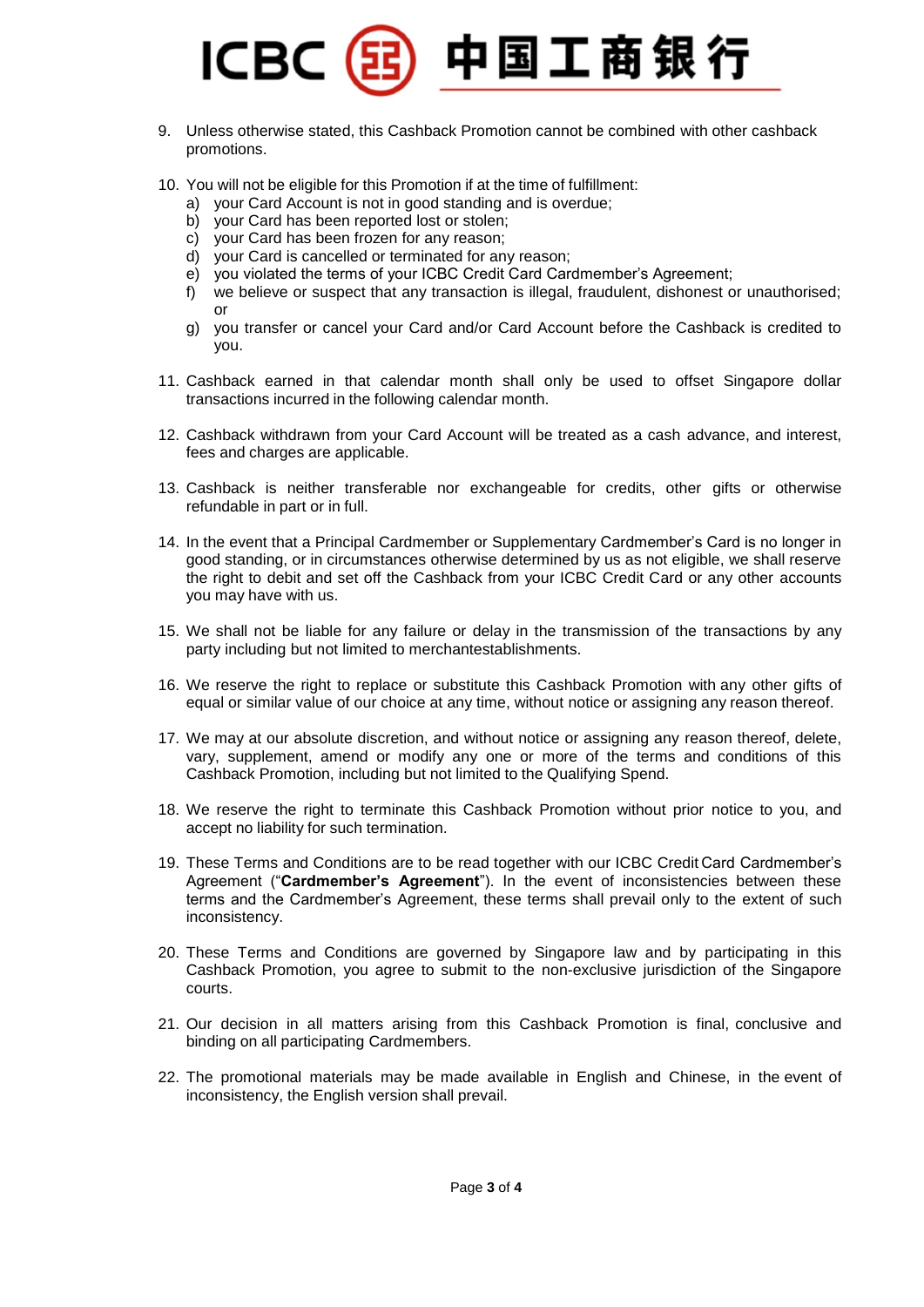9. Unless otherwise stated, this Cashback Promotion cannot be combined with other cashback promotions.

10. You will not be eligible for this Promotion if at the time of fulfillment:
    a) your Card Account is not in good standing and is overdue;
    b) your Card has been reported lost or stolen;
    c) your Card has been frozen for any reason;
    d) your Card is cancelled or terminated for any reason;
    e) you violated the terms of your ICBC Credit Card Cardmember's Agreement;
    f) we believe or suspect that any transaction is illegal, fraudulent, dishonest or unauthorised; or
    g) you transfer or cancel your Card and/or Card Account before the Cashback is credited to you.

11. Cashback earned in that calendar month shall only be used to offset Singapore dollar transactions incurred in the following calendar month.

12. Cashback withdrawn from your Card Account will be treated as a cash advance, and interest, fees and charges are applicable.

13. Cashback is neither transferable nor exchangeable for credits, other gifts or otherwise refundable in part or in full.

14. In the event that a Principal Cardmember or Supplementary Cardmember's Card is no longer in good standing, or in circumstances otherwise determined by us as not eligible, we shall reserve the right to debit and set off the Cashback from your ICBC Credit Card or any other accounts you may have with us.

15. We shall not be liable for any failure or delay in the transmission of the transactions by any party including but not limited to merchantestablishments.

16. We reserve the right to replace or substitute this Cashback Promotion with any other gifts of equal or similar value of our choice at any time, without notice or assigning any reason thereof.

17. We may at our absolute discretion, and without notice or assigning any reason thereof, delete, vary, supplement, amend or modify any one or more of the terms and conditions of this Cashback Promotion, including but not limited to the Qualifying Spend.

18. We reserve the right to terminate this Cashback Promotion without prior notice to you, and accept no liability for such termination.

19. These Terms and Conditions are to be read together with our ICBC Credit Card Cardmember's Agreement ("**Cardmember's Agreement**"). In the event of inconsistencies between these terms and the Cardmember's Agreement, these terms shall prevail only to the extent of such inconsistency.

20. These Terms and Conditions are governed by Singapore law and by participating in this Cashback Promotion, you agree to submit to the non-exclusive jurisdiction of the Singapore courts.

21. Our decision in all matters arising from this Cashback Promotion is final, conclusive and binding on all participating Cardmembers.

22. The promotional materials may be made available in English and Chinese, in the event of inconsistency, the English version shall prevail.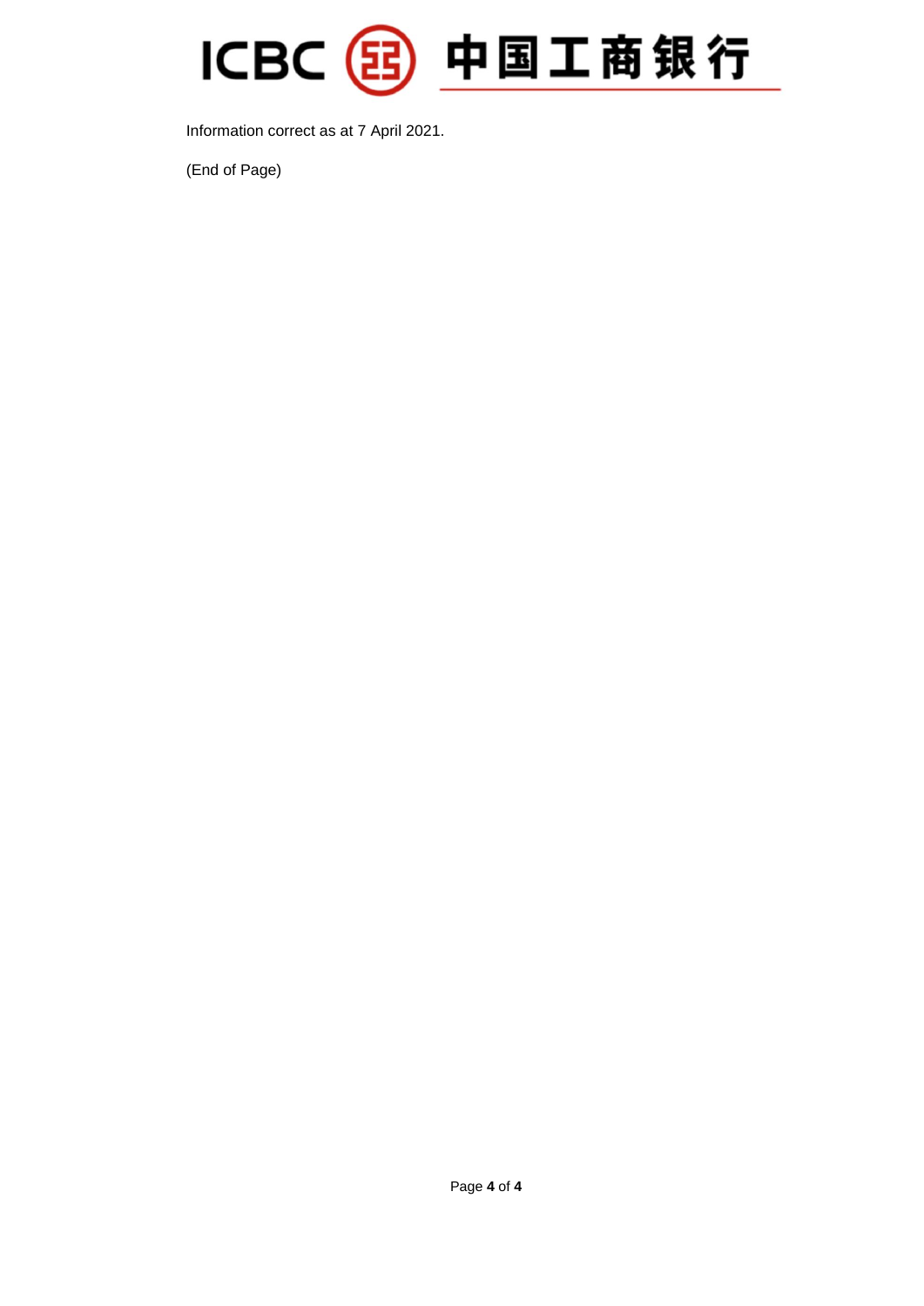Information correct as at 7 April 2021.

(End of Page)